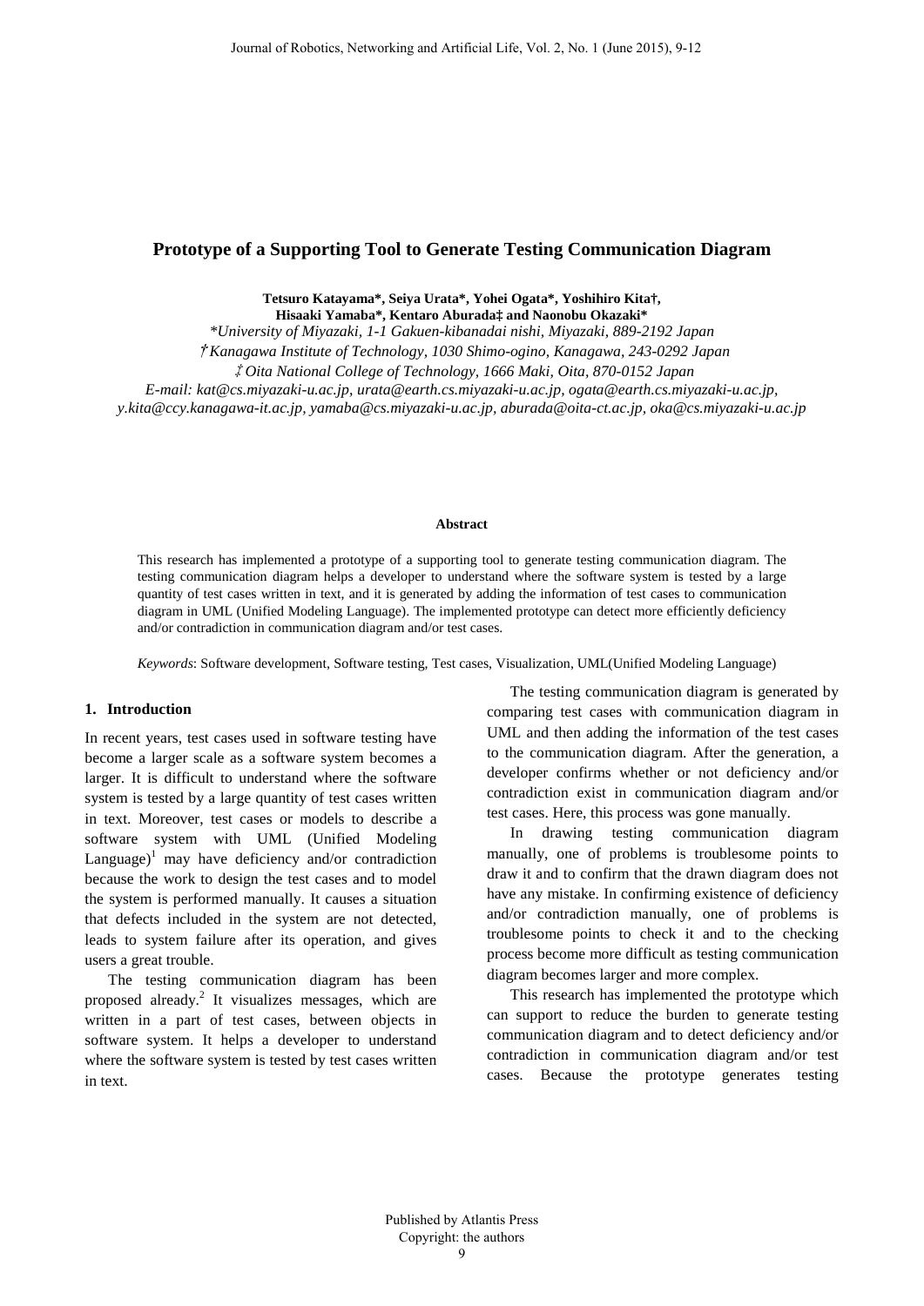# Prototype of a Supporting Tool to Generate Testing Communication Diagram

**Tetsuro Katayama\*, Seiya Urata\*, Yohei Ogata\*, Yoshihiro Kita†, Hisaaki Yamaba\*, Kentaro Aburada‡ and Naonobu Okazaki\***

*\*University of Miyazaki, 1-1 Gakuen-kibanadai nishi, Miyazaki, 889-2192 Japan*
*†Kanagawa Institute of Technology, 1030 Shimo-ogino, Kanagawa, 243-0292 Japan*
*‡Oita National College of Technology, 1666 Maki, Oita, 870-0152 Japan*
*E-mail: kat@cs.miyazaki-u.ac.jp, urata@earth.cs.miyazaki-u.ac.jp, ogata@earth.cs.miyazaki-u.ac.jp, y.kita@ccy.kanagawa-it.ac.jp, yamaba@cs.miyazaki-u.ac.jp, aburada@oita-ct.ac.jp, oka@cs.miyazaki-u.ac.jp*

**Abstract**

This research has implemented a prototype of a supporting tool to generate testing communication diagram. The testing communication diagram helps a developer to understand where the software system is tested by a large quantity of test cases written in text, and it is generated by adding the information of test cases to communication diagram in UML (Unified Modeling Language). The implemented prototype can detect more efficiently deficiency and/or contradiction in communication diagram and/or test cases.

*Keywords*: Software development, Software testing, Test cases, Visualization, UML(Unified Modeling Language)

## 1. Introduction

In recent years, test cases used in software testing have become a larger scale as a software system becomes a larger. It is difficult to understand where the software system is tested by a large quantity of test cases written in text. Moreover, test cases or models to describe a software system with UML (Unified Modeling Language)[1] may have deficiency and/or contradiction because the work to design the test cases and to model the system is performed manually. It causes a situation that defects included in the system are not detected, leads to system failure after its operation, and gives users a great trouble.

The testing communication diagram has been proposed already.[2] It visualizes messages, which are written in a part of test cases, between objects in software system. It helps a developer to understand where the software system is tested by test cases written in text.

The testing communication diagram is generated by comparing test cases with communication diagram in UML and then adding the information of the test cases to the communication diagram. After the generation, a developer confirms whether or not deficiency and/or contradiction exist in communication diagram and/or test cases. Here, this process was gone manually.

In drawing testing communication diagram manually, one of problems is troublesome points to draw it and to confirm that the drawn diagram does not have any mistake. In confirming existence of deficiency and/or contradiction manually, one of problems is troublesome points to check it and to the checking process become more difficult as testing communication diagram becomes larger and more complex.

This research has implemented the prototype which can support to reduce the burden to generate testing communication diagram and to detect deficiency and/or contradiction in communication diagram and/or test cases. Because the prototype generates testing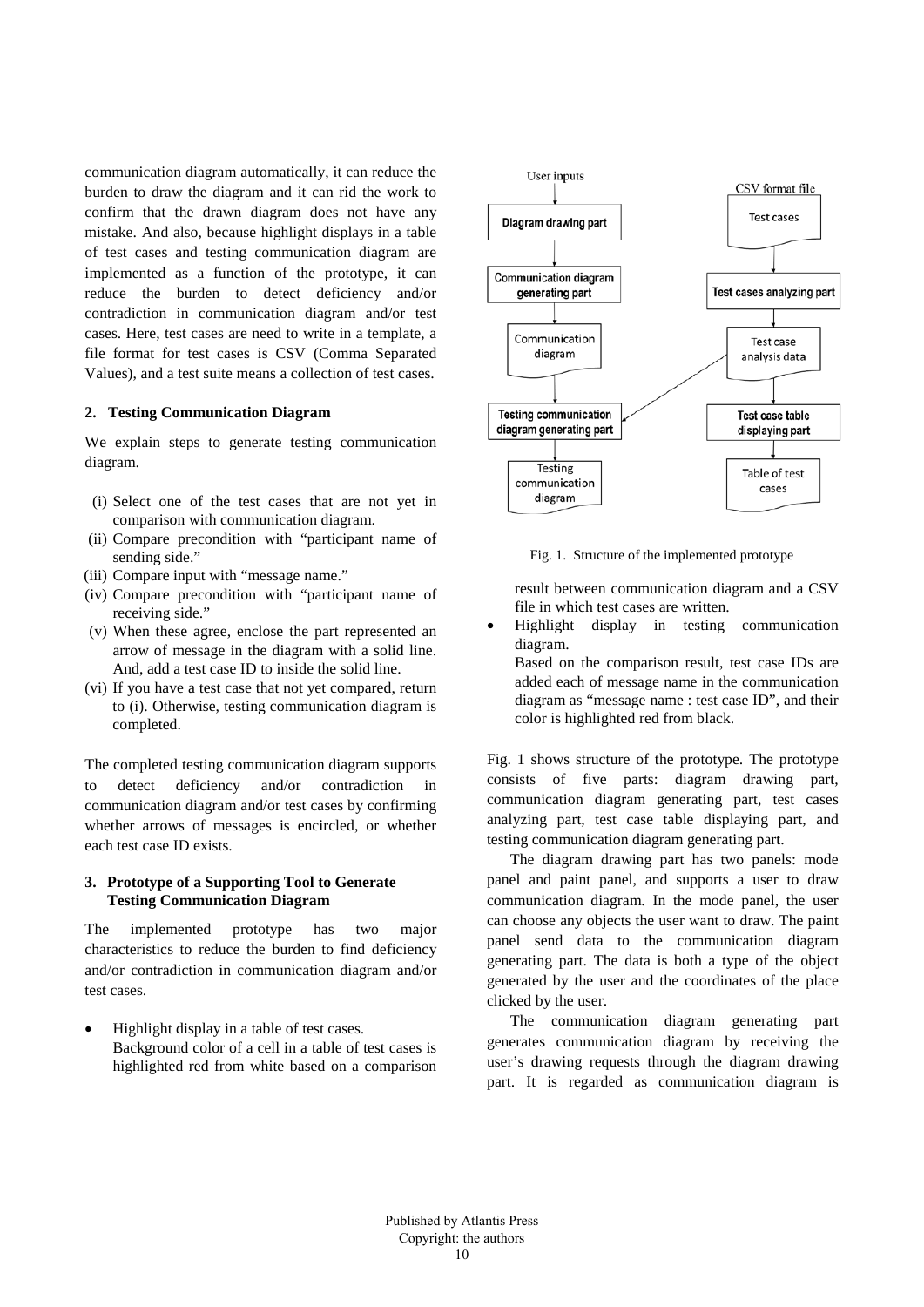communication diagram automatically, it can reduce the burden to draw the diagram and it can rid the work to confirm that the drawn diagram does not have any mistake. And also, because highlight displays in a table of test cases and testing communication diagram are implemented as a function of the prototype, it can reduce the burden to detect deficiency and/or contradiction in communication diagram and/or test cases. Here, test cases are need to write in a template, a file format for test cases is CSV (Comma Separated Values), and a test suite means a collection of test cases.

## 2. Testing Communication Diagram

We explain steps to generate testing communication diagram.

(i) Select one of the test cases that are not yet in comparison with communication diagram.
(ii) Compare precondition with "participant name of sending side."
(iii) Compare input with "message name."
(iv) Compare precondition with "participant name of receiving side."
(v) When these agree, enclose the part represented an arrow of message in the diagram with a solid line. And, add a test case ID to inside the solid line.
(vi) If you have a test case that not yet compared, return to (i). Otherwise, testing communication diagram is completed.

The completed testing communication diagram supports to detect deficiency and/or contradiction in communication diagram and/or test cases by confirming whether arrows of messages is encircled, or whether each test case ID exists.

## 3. Prototype of a Supporting Tool to Generate Testing Communication Diagram

The implemented prototype has two major characteristics to reduce the burden to find deficiency and/or contradiction in communication diagram and/or test cases.

- Highlight display in a table of test cases.
  Background color of a cell in a table of test cases is highlighted red from white based on a comparison result between communication diagram and a CSV file in which test cases are written.
- Highlight display in testing communication diagram.
  Based on the comparison result, test case IDs are added each of message name in the communication diagram as "message name : test case ID", and their color is highlighted red from black.

User inputs → Diagram drawing part → Communication diagram generating part → Communication diagram → Testing communication diagram generating part → Testing communication diagram

CSV format file: Test cases → Test cases analyzing part → Test case analysis data → Test case table displaying part → Table of test cases

Fig. 1. Structure of the implemented prototype

Fig. 1 shows structure of the prototype. The prototype consists of five parts: diagram drawing part, communication diagram generating part, test cases analyzing part, test case table displaying part, and testing communication diagram generating part.

The diagram drawing part has two panels: mode panel and paint panel, and supports a user to draw communication diagram. In the mode panel, the user can choose any objects the user want to draw. The paint panel send data to the communication diagram generating part. The data is both a type of the object generated by the user and the coordinates of the place clicked by the user.

The communication diagram generating part generates communication diagram by receiving the user's drawing requests through the diagram drawing part. It is regarded as communication diagram is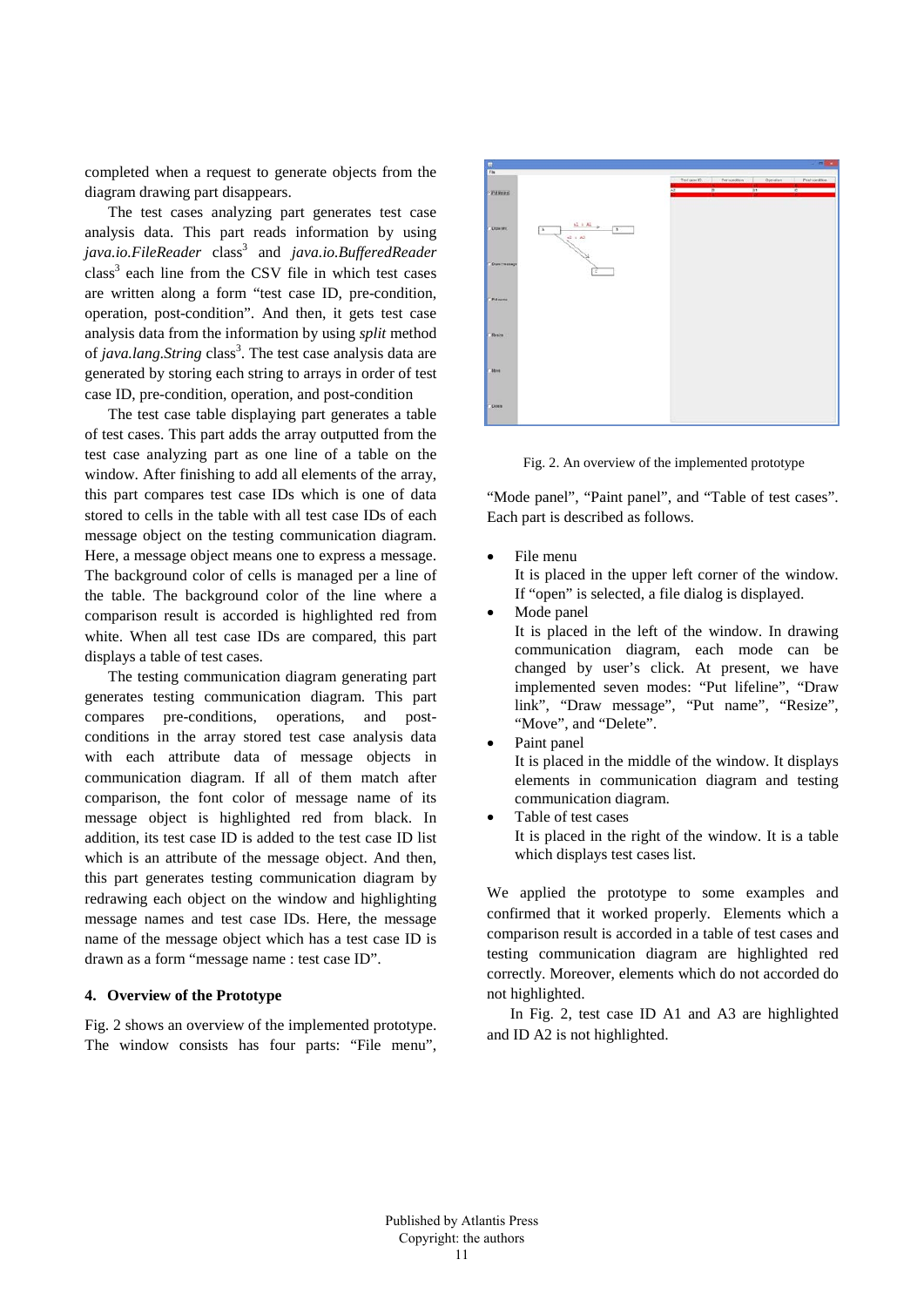completed when a request to generate objects from the diagram drawing part disappears.

The test cases analyzing part generates test case analysis data. This part reads information by using *java.io.FileReader* class[3] and *java.io.BufferedReader* class[3] each line from the CSV file in which test cases are written along a form "test case ID, pre-condition, operation, post-condition". And then, it gets test case analysis data from the information by using *split* method of *java.lang.String* class[3]. The test case analysis data are generated by storing each string to arrays in order of test case ID, pre-condition, operation, and post-condition

The test case table displaying part generates a table of test cases. This part adds the array outputted from the test case analyzing part as one line of a table on the window. After finishing to add all elements of the array, this part compares test case IDs which is one of data stored to cells in the table with all test case IDs of each message object on the testing communication diagram. Here, a message object means one to express a message. The background color of cells is managed per a line of the table. The background color of the line where a comparison result is accorded is highlighted red from white. When all test case IDs are compared, this part displays a table of test cases.

The testing communication diagram generating part generates testing communication diagram. This part compares pre-conditions, operations, and post-conditions in the array stored test case analysis data with each attribute data of message objects in communication diagram. If all of them match after comparison, the font color of message name of its message object is highlighted red from black. In addition, its test case ID is added to the test case ID list which is an attribute of the message object. And then, this part generates testing communication diagram by redrawing each object on the window and highlighting message names and test case IDs. Here, the message name of the message object which has a test case ID is drawn as a form "message name : test case ID".

## 4. Overview of the Prototype

Fig. 2 shows an overview of the implemented prototype. The window consists has four parts: "File menu", "Mode panel", "Paint panel", and "Table of test cases". Each part is described as follows.

Fig. 2. An overview of the implemented prototype

- File menu
  It is placed in the upper left corner of the window. If "open" is selected, a file dialog is displayed.
- Mode panel
  It is placed in the left of the window. In drawing communication diagram, each mode can be changed by user's click. At present, we have implemented seven modes: "Put lifeline", "Draw link", "Draw message", "Put name", "Resize", "Move", and "Delete".
- Paint panel
  It is placed in the middle of the window. It displays elements in communication diagram and testing communication diagram.
- Table of test cases
  It is placed in the right of the window. It is a table which displays test cases list.

We applied the prototype to some examples and confirmed that it worked properly. Elements which a comparison result is accorded in a table of test cases and testing communication diagram are highlighted red correctly. Moreover, elements which do not accorded do not highlighted.

In Fig. 2, test case ID A1 and A3 are highlighted and ID A2 is not highlighted.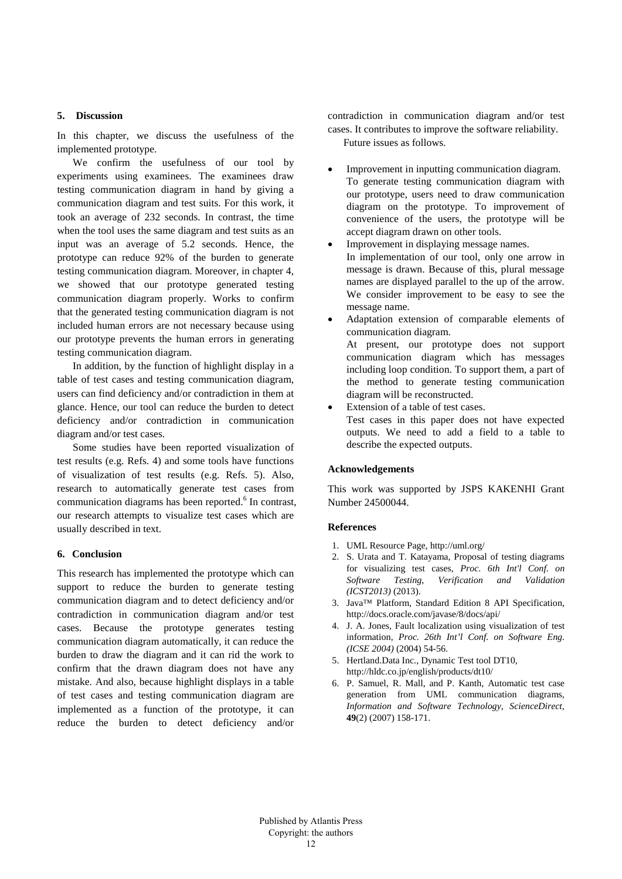## 5. Discussion

In this chapter, we discuss the usefulness of the implemented prototype.

We confirm the usefulness of our tool by experiments using examinees. The examinees draw testing communication diagram in hand by giving a communication diagram and test suits. For this work, it took an average of 232 seconds. In contrast, the time when the tool uses the same diagram and test suits as an input was an average of 5.2 seconds. Hence, the prototype can reduce 92% of the burden to generate testing communication diagram. Moreover, in chapter 4, we showed that our prototype generated testing communication diagram properly. Works to confirm that the generated testing communication diagram is not included human errors are not necessary because using our prototype prevents the human errors in generating testing communication diagram.

In addition, by the function of highlight display in a table of test cases and testing communication diagram, users can find deficiency and/or contradiction in them at glance. Hence, our tool can reduce the burden to detect deficiency and/or contradiction in communication diagram and/or test cases.

Some studies have been reported visualization of test results (e.g. Refs. 4) and some tools have functions of visualization of test results (e.g. Refs. 5). Also, research to automatically generate test cases from communication diagrams has been reported.[6] In contrast, our research attempts to visualize test cases which are usually described in text.

## 6. Conclusion

This research has implemented the prototype which can support to reduce the burden to generate testing communication diagram and to detect deficiency and/or contradiction in communication diagram and/or test cases. Because the prototype generates testing communication diagram automatically, it can reduce the burden to draw the diagram and it can rid the work to confirm that the drawn diagram does not have any mistake. And also, because highlight displays in a table of test cases and testing communication diagram are implemented as a function of the prototype, it can reduce the burden to detect deficiency and/or contradiction in communication diagram and/or test cases. It contributes to improve the software reliability.

Future issues as follows.

- Improvement in inputting communication diagram.
  To generate testing communication diagram with our prototype, users need to draw communication diagram on the prototype. To improvement of convenience of the users, the prototype will be accept diagram drawn on other tools.
- Improvement in displaying message names.
  In implementation of our tool, only one arrow in message is drawn. Because of this, plural message names are displayed parallel to the up of the arrow. We consider improvement to be easy to see the message name.
- Adaptation extension of comparable elements of communication diagram.
  At present, our prototype does not support communication diagram which has messages including loop condition. To support them, a part of the method to generate testing communication diagram will be reconstructed.
- Extension of a table of test cases.
  Test cases in this paper does not have expected outputs. We need to add a field to a table to describe the expected outputs.

## Acknowledgements

This work was supported by JSPS KAKENHI Grant Number 24500044.

## References

1. UML Resource Page, http://uml.org/
2. S. Urata and T. Katayama, Proposal of testing diagrams for visualizing test cases, *Proc. 6th Int'l Conf. on Software Testing, Verification and Validation (ICST2013)* (2013).
3. Java™ Platform, Standard Edition 8 API Specification, http://docs.oracle.com/javase/8/docs/api/
4. J. A. Jones, Fault localization using visualization of test information, *Proc. 26th Int'l Conf. on Software Eng. (ICSE 2004)* (2004) 54-56.
5. Hertland.Data Inc., Dynamic Test tool DT10, http://hldc.co.jp/english/products/dt10/
6. P. Samuel, R. Mall, and P. Kanth, Automatic test case generation from UML communication diagrams, *Information and Software Technology, ScienceDirect,* **49**(2) (2007) 158-171.